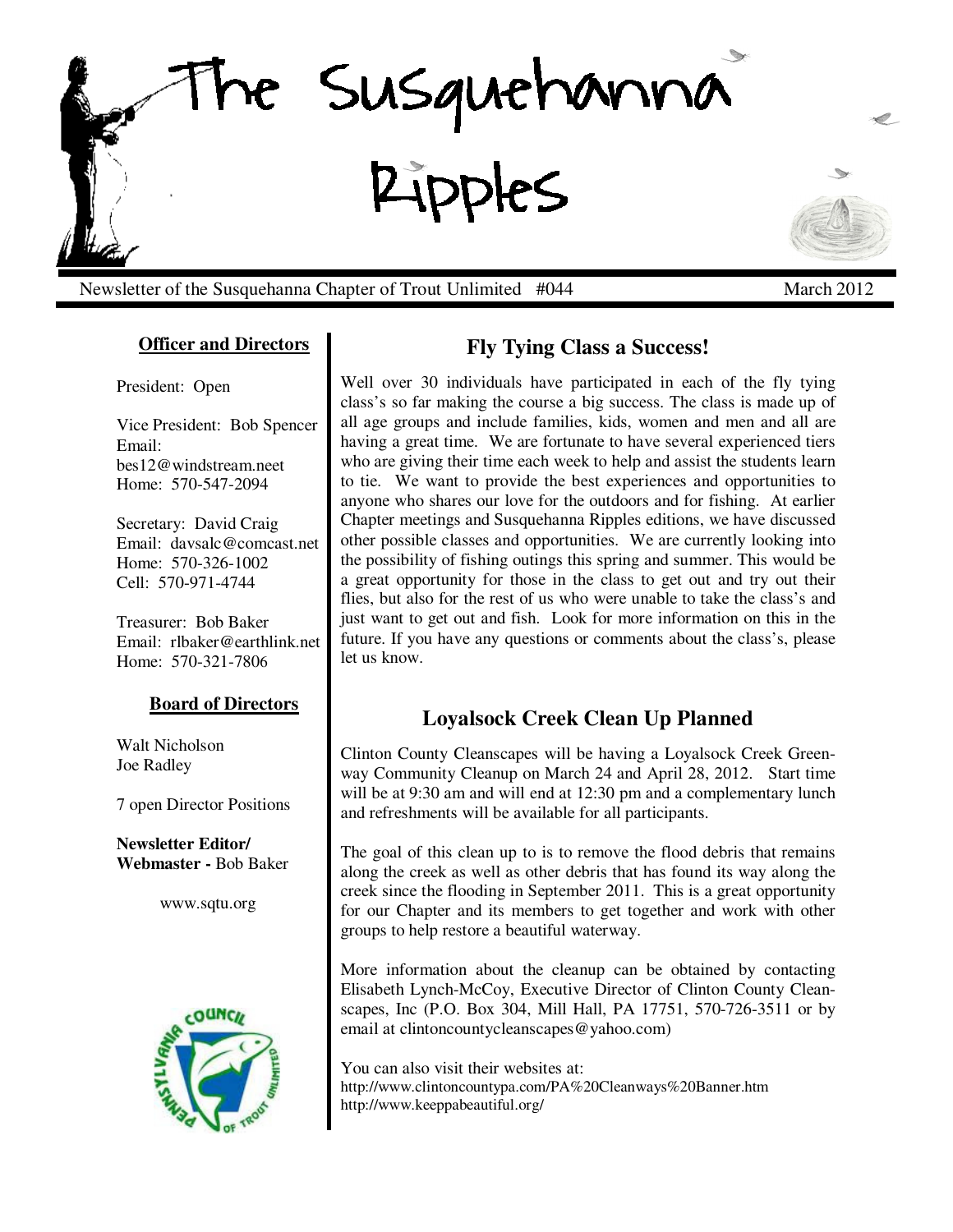# The Susquehanna Ripples

Newsletter of the Susquehanna Chapter of Trout Unlimited #044 — March 2012

### Officer and Directors

President: Open

Vice President: Bob Spencer
Email: bes12@windstream.neet
Home: 570-547-2094

Secretary: David Craig
Email: davsalc@comcast.net
Home: 570-326-1002
Cell: 570-971-4744

Treasurer: Bob Baker
Email: rlbaker@earthlink.net
Home: 570-321-7806

### Board of Directors

Walt Nicholson
Joe Radley

7 open Director Positions

**Newsletter Editor/ Webmaster -** Bob Baker

www.sqtu.org

## Fly Tying Class a Success!

Well over 30 individuals have participated in each of the fly tying class's so far making the course a big success. The class is made up of all age groups and include families, kids, women and men and all are having a great time. We are fortunate to have several experienced tiers who are giving their time each week to help and assist the students learn to tie. We want to provide the best experiences and opportunities to anyone who shares our love for the outdoors and for fishing. At earlier Chapter meetings and Susquehanna Ripples editions, we have discussed other possible classes and opportunities. We are currently looking into the possibility of fishing outings this spring and summer. This would be a great opportunity for those in the class to get out and try out their flies, but also for the rest of us who were unable to take the class's and just want to get out and fish. Look for more information on this in the future. If you have any questions or comments about the class's, please let us know.

## Loyalsock Creek Clean Up Planned

Clinton County Cleanscapes will be having a Loyalsock Creek Greenway Community Cleanup on March 24 and April 28, 2012. Start time will be at 9:30 am and will end at 12:30 pm and a complementary lunch and refreshments will be available for all participants.

The goal of this clean up to is to remove the flood debris that remains along the creek as well as other debris that has found its way along the creek since the flooding in September 2011. This is a great opportunity for our Chapter and its members to get together and work with other groups to help restore a beautiful waterway.

More information about the cleanup can be obtained by contacting Elisabeth Lynch-McCoy, Executive Director of Clinton County Cleanscapes, Inc (P.O. Box 304, Mill Hall, PA 17751, 570-726-3511 or by email at clintoncountycleanscapes@yahoo.com)

You can also visit their websites at:
http://www.clintoncountypa.com/PA%20Cleanways%20Banner.htm
http://www.keeppabeautiful.org/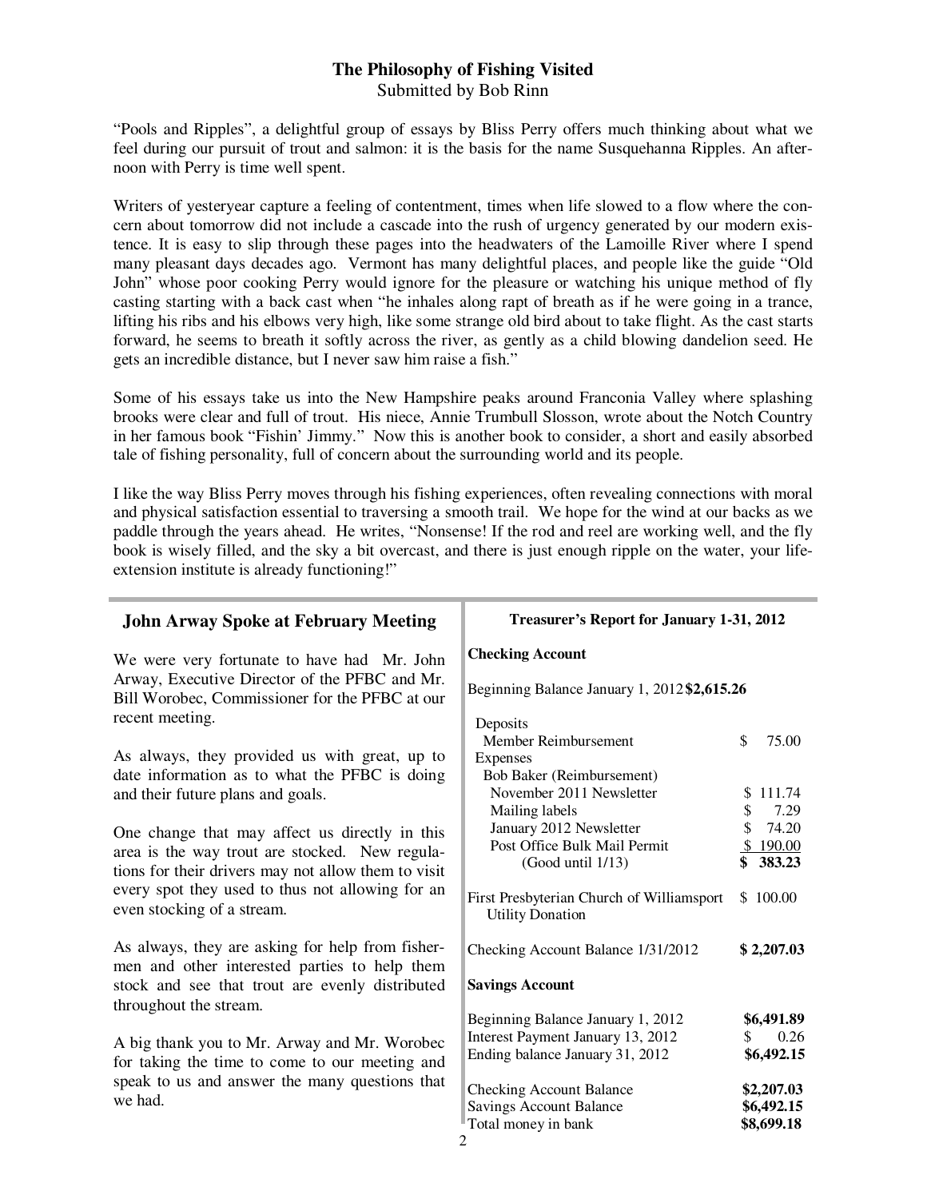## The Philosophy of Fishing Visited

Submitted by Bob Rinn

"Pools and Ripples", a delightful group of essays by Bliss Perry offers much thinking about what we feel during our pursuit of trout and salmon: it is the basis for the name Susquehanna Ripples. An afternoon with Perry is time well spent.

Writers of yesteryear capture a feeling of contentment, times when life slowed to a flow where the concern about tomorrow did not include a cascade into the rush of urgency generated by our modern existence. It is easy to slip through these pages into the headwaters of the Lamoille River where I spend many pleasant days decades ago. Vermont has many delightful places, and people like the guide "Old John" whose poor cooking Perry would ignore for the pleasure or watching his unique method of fly casting starting with a back cast when "he inhales along rapt of breath as if he were going in a trance, lifting his ribs and his elbows very high, like some strange old bird about to take flight. As the cast starts forward, he seems to breath it softly across the river, as gently as a child blowing dandelion seed. He gets an incredible distance, but I never saw him raise a fish."

Some of his essays take us into the New Hampshire peaks around Franconia Valley where splashing brooks were clear and full of trout. His niece, Annie Trumbull Slosson, wrote about the Notch Country in her famous book "Fishin' Jimmy." Now this is another book to consider, a short and easily absorbed tale of fishing personality, full of concern about the surrounding world and its people.

I like the way Bliss Perry moves through his fishing experiences, often revealing connections with moral and physical satisfaction essential to traversing a smooth trail. We hope for the wind at our backs as we paddle through the years ahead. He writes, "Nonsense! If the rod and reel are working well, and the fly book is wisely filled, and the sky a bit overcast, and there is just enough ripple on the water, your life-extension institute is already functioning!"

## John Arway Spoke at February Meeting

We were very fortunate to have had Mr. John Arway, Executive Director of the PFBC and Mr. Bill Worobec, Commissioner for the PFBC at our recent meeting.

As always, they provided us with great, up to date information as to what the PFBC is doing and their future plans and goals.

One change that may affect us directly in this area is the way trout are stocked. New regulations for their drivers may not allow them to visit every spot they used to thus not allowing for an even stocking of a stream.

As always, they are asking for help from fishermen and other interested parties to help them stock and see that trout are evenly distributed throughout the stream.

A big thank you to Mr. Arway and Mr. Worobec for taking the time to come to our meeting and speak to us and answer the many questions that we had.

## Treasurer's Report for January 1-31, 2012

**Checking Account**

| | |
|---|---|
| Beginning Balance January 1, 2012 | **$2,615.26** |
| Deposits | |
| Member Reimbursement | $ 75.00 |
| Expenses | |
| Bob Baker (Reimbursement) | |
| November 2011 Newsletter | $ 111.74 |
| Mailing labels | $ 7.29 |
| January 2012 Newsletter | $ 74.20 |
| Post Office Bulk Mail Permit | $ 190.00 |
| (Good until 1/13) | **$ 383.23** |
| First Presbyterian Church of Williamsport Utility Donation | $ 100.00 |
| Checking Account Balance 1/31/2012 | **$ 2,207.03** |

**Savings Account**

| | |
|---|---|
| Beginning Balance January 1, 2012 | $6,491.89 |
| Interest Payment January 13, 2012 | $ 0.26 |
| Ending balance January 31, 2012 | $6,492.15 |
| Checking Account Balance | $2,207.03 |
| Savings Account Balance | $6,492.15 |
| Total money in bank | $8,699.18 |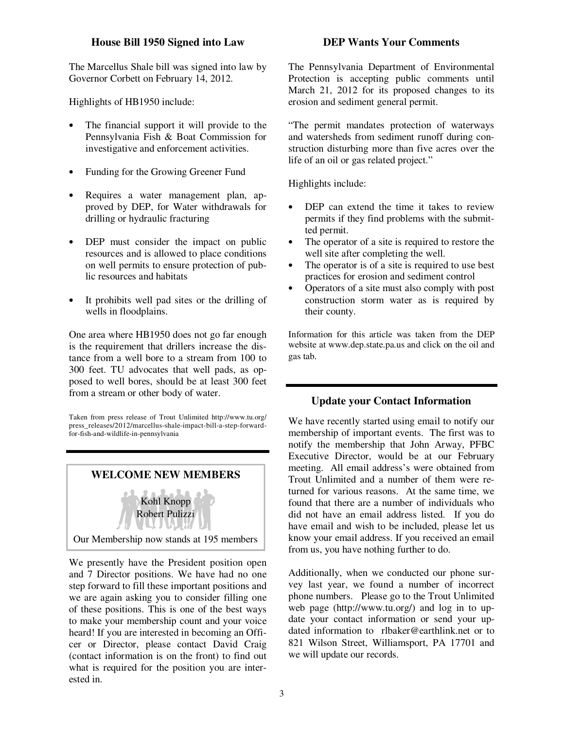## House Bill 1950 Signed into Law

The Marcellus Shale bill was signed into law by Governor Corbett on February 14, 2012.

Highlights of HB1950 include:

- The financial support it will provide to the Pennsylvania Fish & Boat Commission for investigative and enforcement activities.
- Funding for the Growing Greener Fund
- Requires a water management plan, approved by DEP, for Water withdrawals for drilling or hydraulic fracturing
- DEP must consider the impact on public resources and is allowed to place conditions on well permits to ensure protection of public resources and habitats
- It prohibits well pad sites or the drilling of wells in floodplains.

One area where HB1950 does not go far enough is the requirement that drillers increase the distance from a well bore to a stream from 100 to 300 feet. TU advocates that well pads, as opposed to well bores, should be at least 300 feet from a stream or other body of water.

Taken from press release of Trout Unlimited http://www.tu.org/press_releases/2012/marcellus-shale-impact-bill-a-step-forward-for-fish-and-wildlife-in-pennsylvania

## WELCOME NEW MEMBERS

Kohl Knopp
Robert Pulizzi

Our Membership now stands at 195 members

We presently have the President position open and 7 Director positions. We have had no one step forward to fill these important positions and we are again asking you to consider filling one of these positions. This is one of the best ways to make your membership count and your voice heard! If you are interested in becoming an Officer or Director, please contact David Craig (contact information is on the front) to find out what is required for the position you are interested in.

## DEP Wants Your Comments

The Pennsylvania Department of Environmental Protection is accepting public comments until March 21, 2012 for its proposed changes to its erosion and sediment general permit.

"The permit mandates protection of waterways and watersheds from sediment runoff during construction disturbing more than five acres over the life of an oil or gas related project."

Highlights include:

- DEP can extend the time it takes to review permits if they find problems with the submitted permit.
- The operator of a site is required to restore the well site after completing the well.
- The operator is of a site is required to use best practices for erosion and sediment control
- Operators of a site must also comply with post construction storm water as is required by their county.

Information for this article was taken from the DEP website at www.dep.state.pa.us and click on the oil and gas tab.

## Update your Contact Information

We have recently started using email to notify our membership of important events. The first was to notify the membership that John Arway, PFBC Executive Director, would be at our February meeting. All email address's were obtained from Trout Unlimited and a number of them were returned for various reasons. At the same time, we found that there are a number of individuals who did not have an email address listed. If you do have email and wish to be included, please let us know your email address. If you received an email from us, you have nothing further to do.

Additionally, when we conducted our phone survey last year, we found a number of incorrect phone numbers. Please go to the Trout Unlimited web page (http://www.tu.org/) and log in to update your contact information or send your updated information to rlbaker@earthlink.net or to 821 Wilson Street, Williamsport, PA 17701 and we will update our records.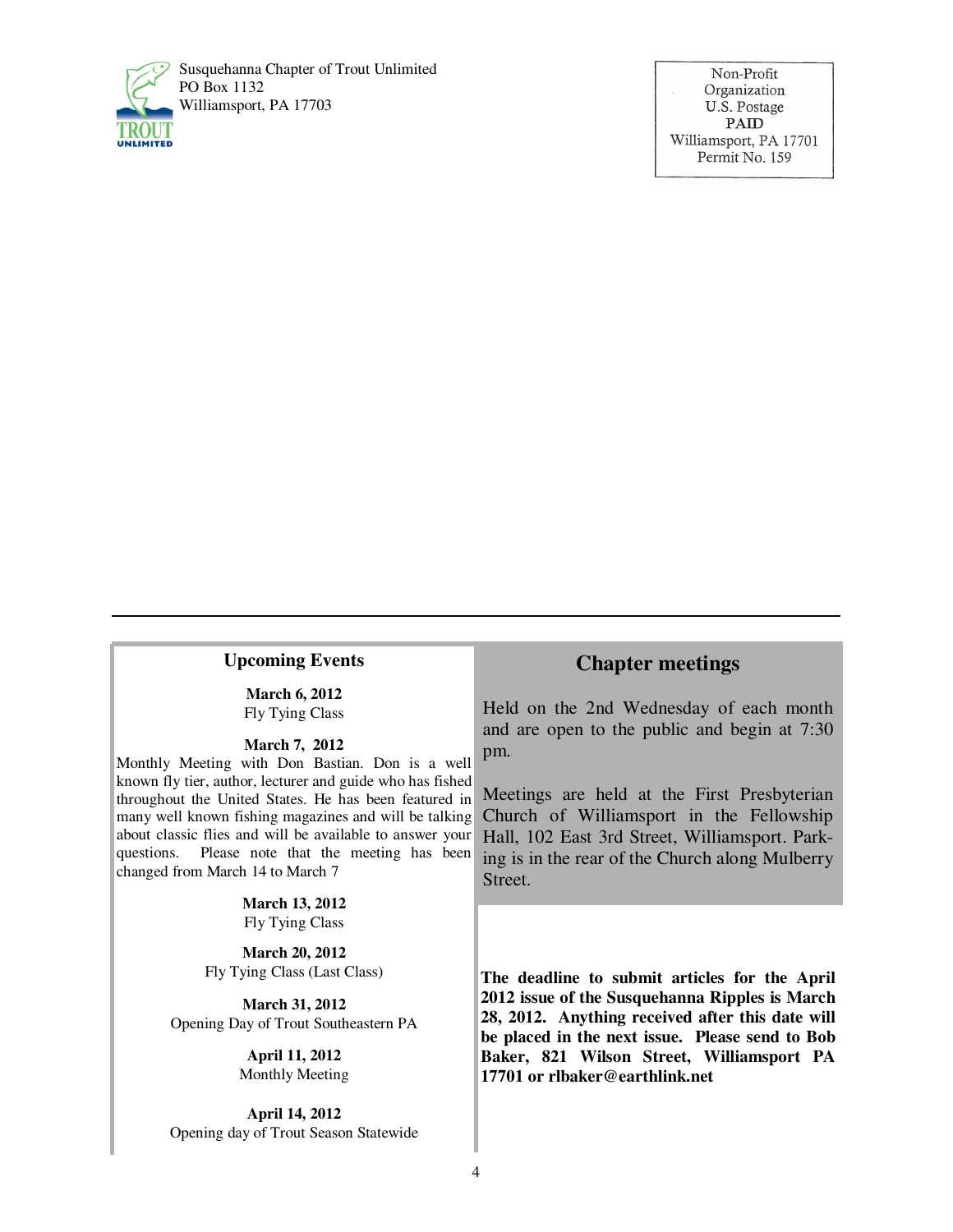Susquehanna Chapter of Trout Unlimited
PO Box 1132
Williamsport, PA 17703

Non-Profit
Organization
U.S. Postage
PAID
Williamsport, PA 17701
Permit No. 159

## Upcoming Events

**March 6, 2012**
Fly Tying Class

**March 7, 2012**
Monthly Meeting with Don Bastian. Don is a well known fly tier, author, lecturer and guide who has fished throughout the United States. He has been featured in many well known fishing magazines and will be talking about classic flies and will be available to answer your questions. Please note that the meeting has been changed from March 14 to March 7

**March 13, 2012**
Fly Tying Class

**March 20, 2012**
Fly Tying Class (Last Class)

**March 31, 2012**
Opening Day of Trout Southeastern PA

**April 11, 2012**
Monthly Meeting

**April 14, 2012**
Opening day of Trout Season Statewide

## Chapter meetings

Held on the 2nd Wednesday of each month and are open to the public and begin at 7:30 pm.

Meetings are held at the First Presbyterian Church of Williamsport in the Fellowship Hall, 102 East 3rd Street, Williamsport. Parking is in the rear of the Church along Mulberry Street.

**The deadline to submit articles for the April 2012 issue of the Susquehanna Ripples is March 28, 2012. Anything received after this date will be placed in the next issue. Please send to Bob Baker, 821 Wilson Street, Williamsport PA 17701 or rlbaker@earthlink.net**